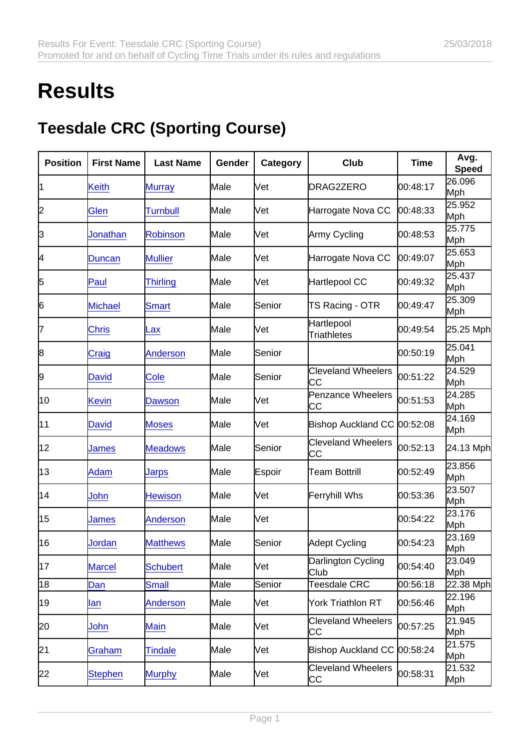# Results

## Teesdale CRC (Sporting Course)

| Position | First Name | Last Name | Gender | Category | Club | Time | Avg. Speed |
|---|---|---|---|---|---|---|---|
| 1 | Keith | Murray | Male | Vet | DRAG2ZERO | 00:48:17 | 26.096 Mph |
| 2 | Glen | Turnbull | Male | Vet | Harrogate Nova CC | 00:48:33 | 25.952 Mph |
| 3 | Jonathan | Robinson | Male | Vet | Army Cycling | 00:48:53 | 25.775 Mph |
| 4 | Duncan | Mullier | Male | Vet | Harrogate Nova CC | 00:49:07 | 25.653 Mph |
| 5 | Paul | Thirling | Male | Vet | Hartlepool CC | 00:49:32 | 25.437 Mph |
| 6 | Michael | Smart | Male | Senior | TS Racing - OTR | 00:49:47 | 25.309 Mph |
| 7 | Chris | Lax | Male | Vet | Hartlepool Triathletes | 00:49:54 | 25.25 Mph |
| 8 | Craig | Anderson | Male | Senior | | 00:50:19 | 25.041 Mph |
| 9 | David | Cole | Male | Senior | Cleveland Wheelers CC | 00:51:22 | 24.529 Mph |
| 10 | Kevin | Dawson | Male | Vet | Penzance Wheelers CC | 00:51:53 | 24.285 Mph |
| 11 | David | Moses | Male | Vet | Bishop Auckland CC | 00:52:08 | 24.169 Mph |
| 12 | James | Meadows | Male | Senior | Cleveland Wheelers CC | 00:52:13 | 24.13 Mph |
| 13 | Adam | Jarps | Male | Espoir | Team Bottrill | 00:52:49 | 23.856 Mph |
| 14 | John | Hewison | Male | Vet | Ferryhill Whs | 00:53:36 | 23.507 Mph |
| 15 | James | Anderson | Male | Vet | | 00:54:22 | 23.176 Mph |
| 16 | Jordan | Matthews | Male | Senior | Adept Cycling | 00:54:23 | 23.169 Mph |
| 17 | Marcel | Schubert | Male | Vet | Darlington Cycling Club | 00:54:40 | 23.049 Mph |
| 18 | Dan | Small | Male | Senior | Teesdale CRC | 00:56:18 | 22.38 Mph |
| 19 | Ian | Anderson | Male | Vet | York Triathlon RT | 00:56:46 | 22.196 Mph |
| 20 | John | Main | Male | Vet | Cleveland Wheelers CC | 00:57:25 | 21.945 Mph |
| 21 | Graham | Tindale | Male | Vet | Bishop Auckland CC | 00:58:24 | 21.575 Mph |
| 22 | Stephen | Murphy | Male | Vet | Cleveland Wheelers CC | 00:58:31 | 21.532 Mph |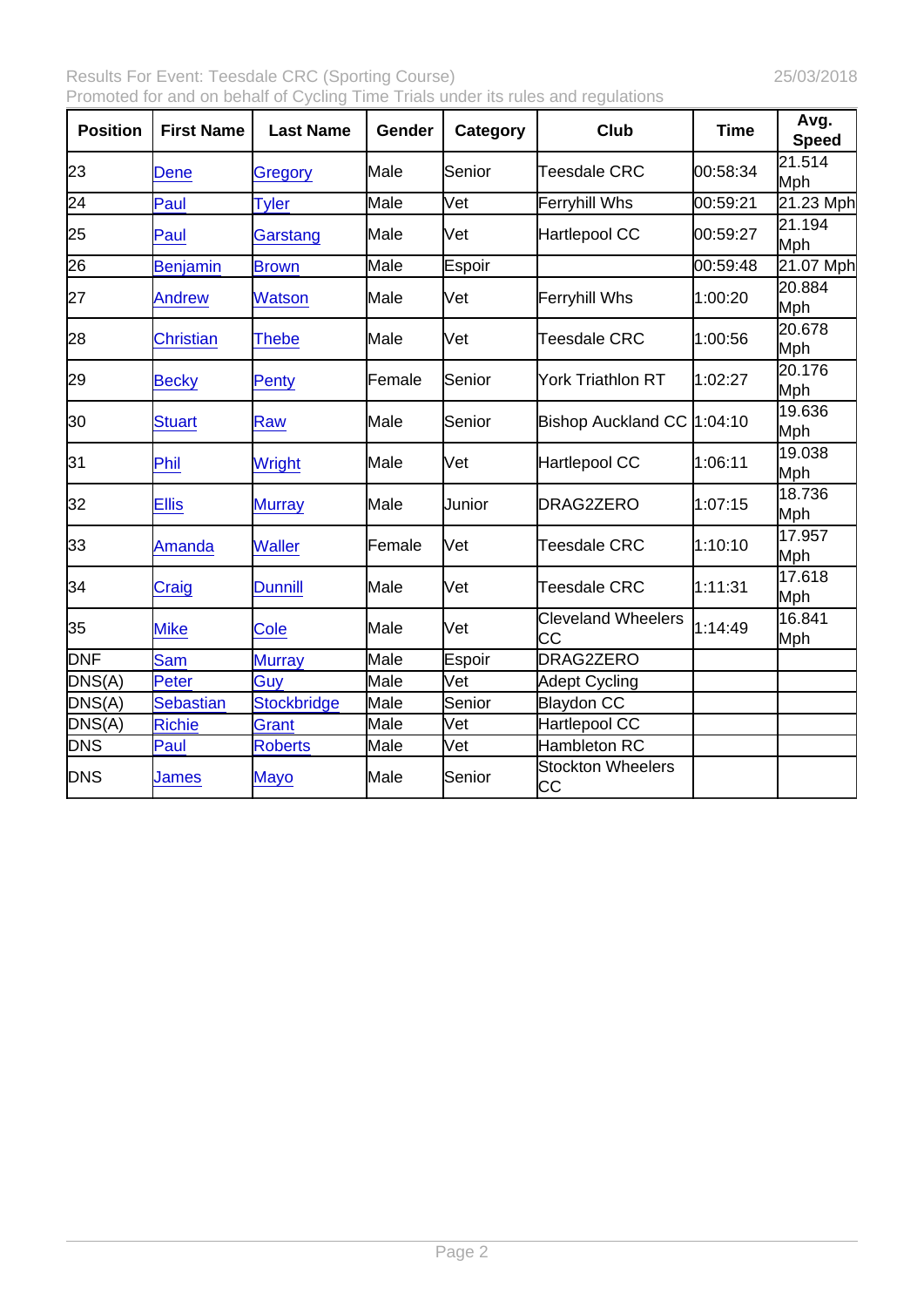| Position | First Name | Last Name | Gender | Category | Club | Time | Avg. Speed |
|---|---|---|---|---|---|---|---|
| 23 | Dene | Gregory | Male | Senior | Teesdale CRC | 00:58:34 | 21.514 Mph |
| 24 | Paul | Tyler | Male | Vet | Ferryhill Whs | 00:59:21 | 21.23 Mph |
| 25 | Paul | Garstang | Male | Vet | Hartlepool CC | 00:59:27 | 21.194 Mph |
| 26 | Benjamin | Brown | Male | Espoir | | 00:59:48 | 21.07 Mph |
| 27 | Andrew | Watson | Male | Vet | Ferryhill Whs | 1:00:20 | 20.884 Mph |
| 28 | Christian | Thebe | Male | Vet | Teesdale CRC | 1:00:56 | 20.678 Mph |
| 29 | Becky | Penty | Female | Senior | York Triathlon RT | 1:02:27 | 20.176 Mph |
| 30 | Stuart | Raw | Male | Senior | Bishop Auckland CC | 1:04:10 | 19.636 Mph |
| 31 | Phil | Wright | Male | Vet | Hartlepool CC | 1:06:11 | 19.038 Mph |
| 32 | Ellis | Murray | Male | Junior | DRAG2ZERO | 1:07:15 | 18.736 Mph |
| 33 | Amanda | Waller | Female | Vet | Teesdale CRC | 1:10:10 | 17.957 Mph |
| 34 | Craig | Dunnill | Male | Vet | Teesdale CRC | 1:11:31 | 17.618 Mph |
| 35 | Mike | Cole | Male | Vet | Cleveland Wheelers CC | 1:14:49 | 16.841 Mph |
| DNF | Sam | Murray | Male | Espoir | DRAG2ZERO | | |
| DNS(A) | Peter | Guy | Male | Vet | Adept Cycling | | |
| DNS(A) | Sebastian | Stockbridge | Male | Senior | Blaydon CC | | |
| DNS(A) | Richie | Grant | Male | Vet | Hartlepool CC | | |
| DNS | Paul | Roberts | Male | Vet | Hambleton RC | | |
| DNS | James | Mayo | Male | Senior | Stockton Wheelers CC | | |